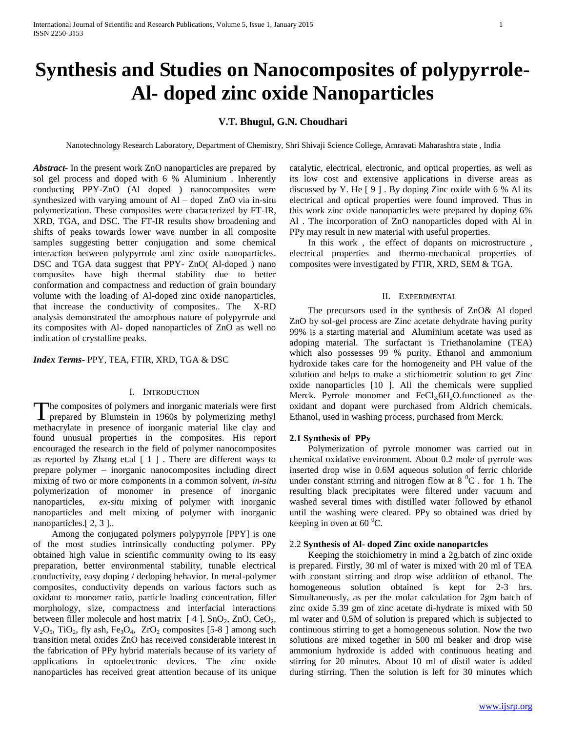# Synthesis and Studies on Nanocomposites of polypyrrole-Al- doped zinc oxide Nanoparticles

**V.T. Bhugul, G.N. Choudhari**

Nanotechnology Research Laboratory, Department of Chemistry, Shri Shivaji Science College, Amravati Maharashtra state , India

***Abstract-*** In the present work ZnO nanoparticles are prepared by sol gel process and doped with 6 % Aluminium . Inherently conducting PPY-ZnO (Al doped ) nanocomposites were synthesized with varying amount of Al – doped ZnO via in-situ polymerization. These composites were characterized by FT-IR, XRD, TGA, and DSC. The FT-IR results show broadening and shifts of peaks towards lower wave number in all composite samples suggesting better conjugation and some chemical interaction between polypyrrole and zinc oxide nanoparticles. DSC and TGA data suggest that PPY- ZnO( Al-doped ) nano composites have high thermal stability due to better conformation and compactness and reduction of grain boundary volume with the loading of Al-doped zinc oxide nanoparticles, that increase the conductivity of composites.. The X-RD analysis demonstrated the amorphous nature of polypyrrole and its composites with Al- doped nanoparticles of ZnO as well no indication of crystalline peaks.

***Index Terms*****-** PPY, TEA, FTIR, XRD, TGA & DSC

## I. Introduction

The composites of polymers and inorganic materials were first prepared by Blumstein in 1960s by polymerizing methyl methacrylate in presence of inorganic material like clay and found unusual properties in the composites. His report encouraged the research in the field of polymer nanocomposites as reported by Zhang et.al [ 1 ] . There are different ways to prepare polymer – inorganic nanocomposites including direct mixing of two or more components in a common solvent, *in-situ* polymerization of monomer in presence of inorganic nanoparticles, *ex-situ* mixing of polymer with inorganic nanoparticles and melt mixing of polymer with inorganic nanoparticles.[ 2, 3 ]..

Among the conjugated polymers polypyrrole [PPY] is one of the most studies intrinsically conducting polymer. PPy obtained high value in scientific community owing to its easy preparation, better environmental stability, tunable electrical conductivity, easy doping / dedoping behavior. In metal-polymer composites, conductivity depends on various factors such as oxidant to monomer ratio, particle loading concentration, filler morphology, size, compactness and interfacial interactions between filler molecule and host matrix [ 4 ]. $SnO_2$, ZnO, $CeO_2$, $V_2O_5$, $TiO_2$, fly ash, $Fe_3O_4$, $ZrO_2$ composites [5-8 ] among such transition metal oxides ZnO has received considerable interest in the fabrication of PPy hybrid materials because of its variety of applications in optoelectronic devices. The zinc oxide nanoparticles has received great attention because of its unique catalytic, electrical, electronic, and optical properties, as well as its low cost and extensive applications in diverse areas as discussed by Y. He [ 9 ] . By doping Zinc oxide with 6 % Al its electrical and optical properties were found improved. Thus in this work zinc oxide nanoparticles were prepared by doping 6% Al . The incorporation of ZnO nanoparticles doped with Al in PPy may result in new material with useful properties.

In this work , the effect of dopants on microstructure , electrical properties and thermo-mechanical properties of composites were investigated by FTIR, XRD, SEM & TGA.

## II. Experimental

The precursors used in the synthesis of ZnO& Al doped ZnO by sol-gel process are Zinc acetate dehydrate having purity 99% is a starting material and Aluminium acetate was used as adoping material. The surfactant is Triethanolamine (TEA) which also possesses 99 % purity. Ethanol and ammonium hydroxide takes care for the homogeneity and PH value of the solution and helps to make a stichiometric solution to get Zinc oxide nanoparticles [10 ]. All the chemicals were supplied Merck. Pyrrole monomer and $FeCl_3.6H_2O$.functioned as the oxidant and dopant were purchased from Aldrich chemicals. Ethanol, used in washing process, purchased from Merck.

### 2.1 Synthesis of PPy

Polymerization of pyrrole monomer was carried out in chemical oxidative environment. About 0.2 mole of pyrrole was inserted drop wise in 0.6M aqueous solution of ferric chloride under constant stirring and nitrogen flow at 8 $^0$C . for 1 h. The resulting black precipitates were filtered under vacuum and washed several times with distilled water followed by ethanol until the washing were cleared. PPy so obtained was dried by keeping in oven at 60 $^0$C.

### 2.2 Synthesis of Al- doped Zinc oxide nanopartcles

Keeping the stoichiometry in mind a 2g.batch of zinc oxide is prepared. Firstly, 30 ml of water is mixed with 20 ml of TEA with constant stirring and drop wise addition of ethanol. The homogeneous solution obtained is kept for 2-3 hrs. Simultaneously, as per the molar calculation for 2gm batch of zinc oxide 5.39 gm of zinc acetate di-hydrate is mixed with 50 ml water and 0.5M of solution is prepared which is subjected to continuous stirring to get a homogeneous solution. Now the two solutions are mixed together in 500 ml beaker and drop wise ammonium hydroxide is added with continuous heating and stirring for 20 minutes. About 10 ml of distil water is added during stirring. Then the solution is left for 30 minutes which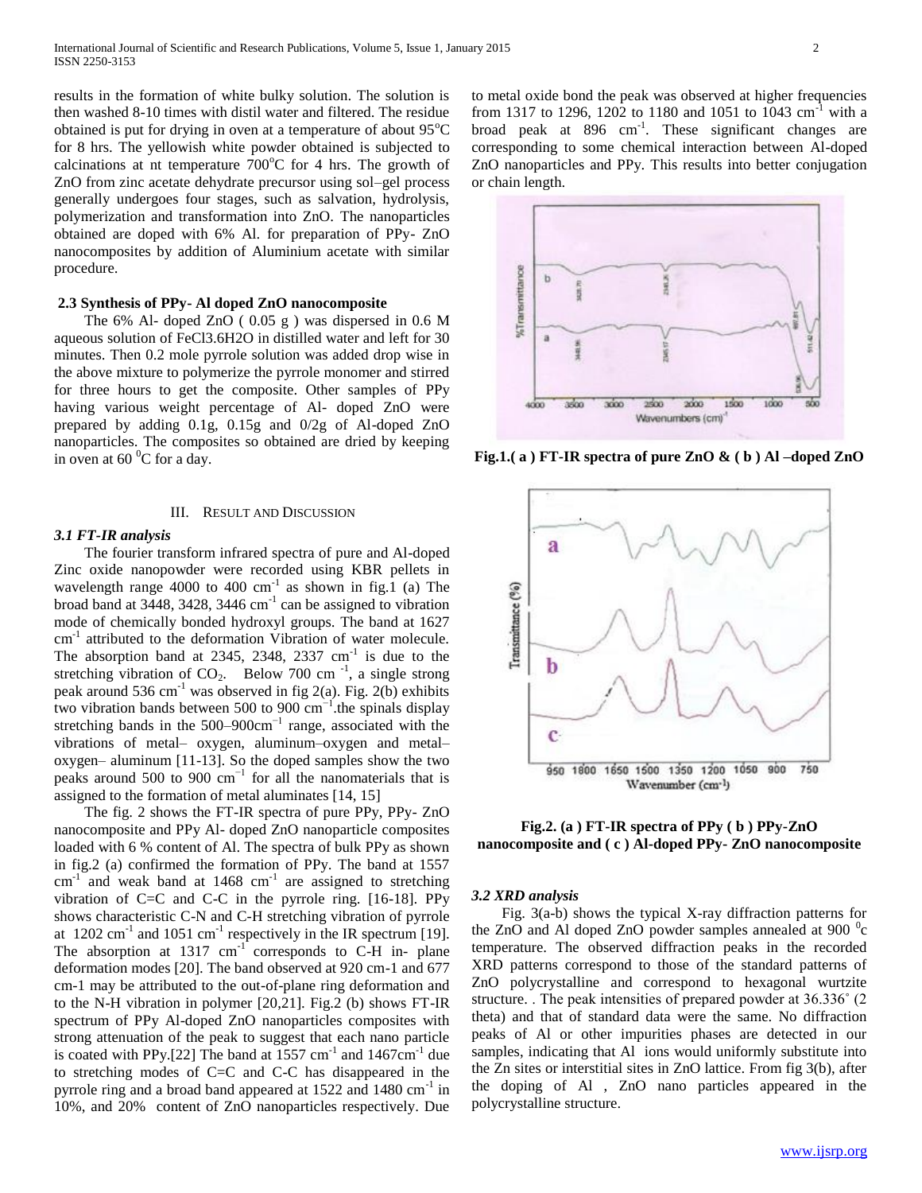results in the formation of white bulky solution. The solution is then washed 8-10 times with distil water and filtered. The residue obtained is put for drying in oven at a temperature of about 95°C for 8 hrs. The yellowish white powder obtained is subjected to calcinations at nt temperature 700°C for 4 hrs. The growth of ZnO from zinc acetate dehydrate precursor using sol–gel process generally undergoes four stages, such as salvation, hydrolysis, polymerization and transformation into ZnO. The nanoparticles obtained are doped with 6% Al. for preparation of PPy- ZnO nanocomposites by addition of Aluminium acetate with similar procedure.

### 2.3 Synthesis of PPy- Al doped ZnO nanocomposite

The 6% Al- doped ZnO ( 0.05 g ) was dispersed in 0.6 M aqueous solution of $FeCl_3.6H_2O$ in distilled water and left for 30 minutes. Then 0.2 mole pyrrole solution was added drop wise in the above mixture to polymerize the pyrrole monomer and stirred for three hours to get the composite. Other samples of PPy having various weight percentage of Al- doped ZnO were prepared by adding 0.1g, 0.15g and 0/2g of Al-doped ZnO nanoparticles. The composites so obtained are dried by keeping in oven at 60 °C for a day.

## III. Result and Discussion

### *3.1 FT-IR analysis*

The fourier transform infrared spectra of pure and Al-doped Zinc oxide nanopowder were recorded using KBR pellets in wavelength range 4000 to 400 $cm^{-1}$ as shown in fig.1 (a) The broad band at 3448, 3428, 3446 $cm^{-1}$ can be assigned to vibration mode of chemically bonded hydroxyl groups. The band at 1627 $cm^{-1}$ attributed to the deformation Vibration of water molecule. The absorption band at 2345, 2348, 2337 $cm^{-1}$ is due to the stretching vibration of $CO_2$. Below 700 cm $^{-1}$, a single strong peak around 536 $cm^{-1}$ was observed in fig 2(a). Fig. 2(b) exhibits two vibration bands between 500 to 900 $cm^{-1}$.the spinals display stretching bands in the 500–900$cm^{-1}$ range, associated with the vibrations of metal– oxygen, aluminum–oxygen and metal–oxygen– aluminum [11-13]. So the doped samples show the two peaks around 500 to 900 $cm^{-1}$ for all the nanomaterials that is assigned to the formation of metal aluminates [14, 15]

The fig. 2 shows the FT-IR spectra of pure PPy, PPy- ZnO nanocomposite and PPy Al- doped ZnO nanoparticle composites loaded with 6 % content of Al. The spectra of bulk PPy as shown in fig.2 (a) confirmed the formation of PPy. The band at 1557 $cm^{-1}$ and weak band at 1468 $cm^{-1}$ are assigned to stretching vibration of C=C and C-C in the pyrrole ring. [16-18]. PPy shows characteristic C-N and C-H stretching vibration of pyrrole at 1202 $cm^{-1}$ and 1051 $cm^{-1}$ respectively in the IR spectrum [19]. The absorption at 1317 $cm^{-1}$ corresponds to C-H in- plane deformation modes [20]. The band observed at 920 cm-1 and 677 cm-1 may be attributed to the out-of-plane ring deformation and to the N-H vibration in polymer [20,21]. Fig.2 (b) shows FT-IR spectrum of PPy Al-doped ZnO nanoparticles composites with strong attenuation of the peak to suggest that each nano particle is coated with PPy.[22] The band at 1557 $cm^{-1}$ and 1467$cm^{-1}$ due to stretching modes of C=C and C-C has disappeared in the pyrrole ring and a broad band appeared at 1522 and 1480 $cm^{-1}$ in 10%, and 20% content of ZnO nanoparticles respectively. Due to metal oxide bond the peak was observed at higher frequencies from 1317 to 1296, 1202 to 1180 and 1051 to 1043 $cm^{-1}$ with a broad peak at 896 $cm^{-1}$. These significant changes are corresponding to some chemical interaction between Al-doped ZnO nanoparticles and PPy. This results into better conjugation or chain length.

**Fig.1.( a ) FT-IR spectra of pure ZnO & ( b ) Al –doped ZnO**

**Fig.2. (a ) FT-IR spectra of PPy ( b ) PPy-ZnO nanocomposite and ( c ) Al-doped PPy- ZnO nanocomposite**

### *3.2 XRD analysis*

Fig. 3(a-b) shows the typical X-ray diffraction patterns for the ZnO and Al doped ZnO powder samples annealed at 900 °c temperature. The observed diffraction peaks in the recorded XRD patterns correspond to those of the standard patterns of ZnO polycrystalline and correspond to hexagonal wurtzite structure. . The peak intensities of prepared powder at 36.336˚ (2 theta) and that of standard data were the same. No diffraction peaks of Al or other impurities phases are detected in our samples, indicating that Al ions would uniformly substitute into the Zn sites or interstitial sites in ZnO lattice. From fig 3(b), after the doping of Al , ZnO nano particles appeared in the polycrystalline structure.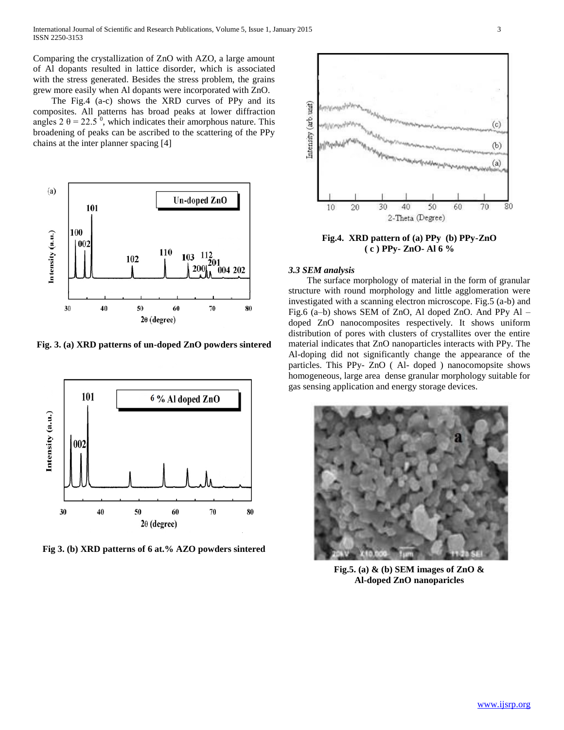Comparing the crystallization of ZnO with AZO, a large amount of Al dopants resulted in lattice disorder, which is associated with the stress generated. Besides the stress problem, the grains grew more easily when Al dopants were incorporated with ZnO.

The Fig.4 (a-c) shows the XRD curves of PPy and its composites. All patterns has broad peaks at lower diffraction angles $2\theta = 22.5^{0}$, which indicates their amorphous nature. This broadening of peaks can be ascribed to the scattering of the PPy chains at the inter planner spacing [4]

**Fig. 3. (a) XRD patterns of un-doped ZnO powders sintered**

**Fig 3. (b) XRD patterns of 6 at.% AZO powders sintered**

**Fig.4. XRD pattern of (a) PPy (b) PPy-ZnO ( c ) PPy- ZnO- Al 6 %**

### *3.3 SEM analysis*

The surface morphology of material in the form of granular structure with round morphology and little agglomeration were investigated with a scanning electron microscope. Fig.5 (a-b) and Fig.6 (a–b) shows SEM of ZnO, Al doped ZnO. And PPy Al – doped ZnO nanocomposites respectively. It shows uniform distribution of pores with clusters of crystallites over the entire material indicates that ZnO nanoparticles interacts with PPy. The Al-doping did not significantly change the appearance of the particles. This PPy- ZnO ( Al- doped ) nanocomopsite shows homogeneous, large area dense granular morphology suitable for gas sensing application and energy storage devices.

**Fig.5. (a) & (b) SEM images of ZnO & Al-doped ZnO nanoparicles**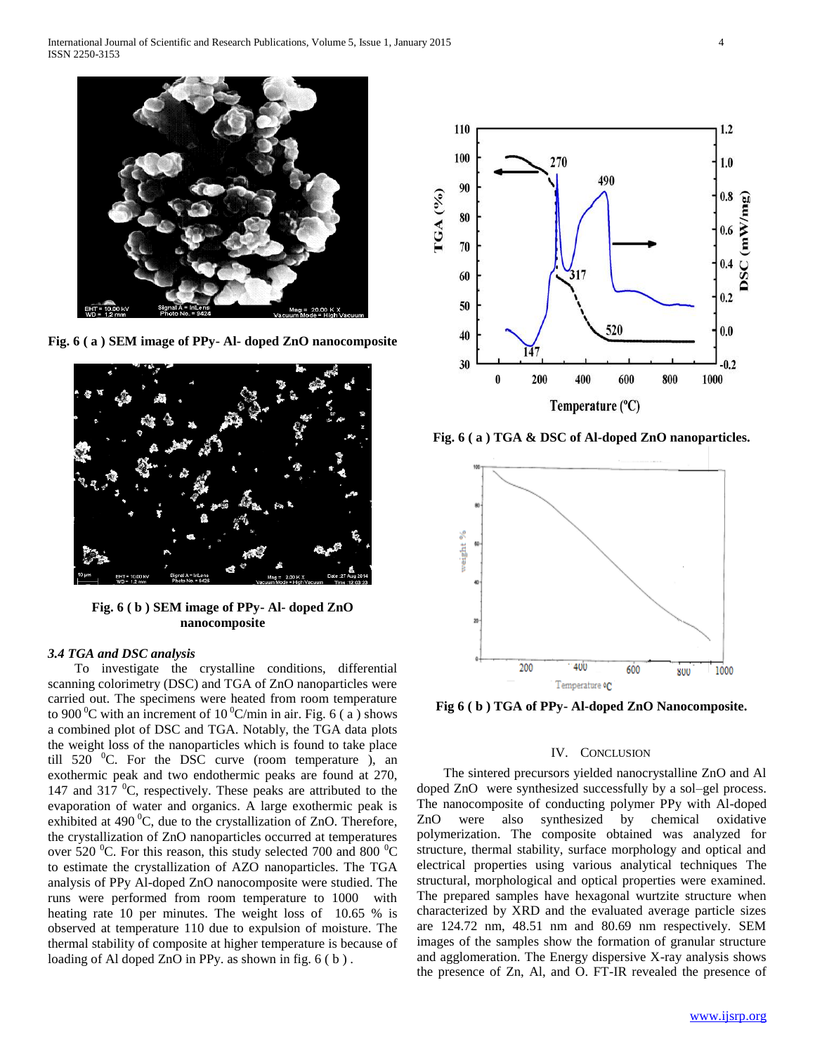Fig. 6 ( a ) SEM image of PPy- Al- doped ZnO nanocomposite

Fig. 6 ( b ) SEM image of PPy- Al- doped ZnO nanocomposite

### *3.4 TGA and DSC analysis*

To investigate the crystalline conditions, differential scanning colorimetry (DSC) and TGA of ZnO nanoparticles were carried out. The specimens were heated from room temperature to 900 $^0$C with an increment of 10 $^0$C/min in air. Fig. 6 ( a ) shows a combined plot of DSC and TGA. Notably, the TGA data plots the weight loss of the nanoparticles which is found to take place till 520 $^0$C. For the DSC curve (room temperature ), an exothermic peak and two endothermic peaks are found at 270, 147 and 317 $^0$C, respectively. These peaks are attributed to the evaporation of water and organics. A large exothermic peak is exhibited at 490 $^0$C, due to the crystallization of ZnO. Therefore, the crystallization of ZnO nanoparticles occurred at temperatures over 520 $^0$C. For this reason, this study selected 700 and 800 $^0$C to estimate the crystallization of AZO nanoparticles. The TGA analysis of PPy Al-doped ZnO nanocomposite were studied. The runs were performed from room temperature to 1000 with heating rate 10 per minutes. The weight loss of 10.65 % is observed at temperature 110 due to expulsion of moisture. The thermal stability of composite at higher temperature is because of loading of Al doped ZnO in PPy. as shown in fig. 6 ( b ) .

Fig. 6 ( a ) TGA & DSC of Al-doped ZnO nanoparticles.

Fig 6 ( b ) TGA of PPy- Al-doped ZnO Nanocomposite.

## IV. Conclusion

The sintered precursors yielded nanocrystalline ZnO and Al doped ZnO were synthesized successfully by a sol–gel process. The nanocomposite of conducting polymer PPy with Al-doped ZnO were also synthesized by chemical oxidative polymerization. The composite obtained was analyzed for structure, thermal stability, surface morphology and optical and electrical properties using various analytical techniques The structural, morphological and optical properties were examined. The prepared samples have hexagonal wurtzite structure when characterized by XRD and the evaluated average particle sizes are 124.72 nm, 48.51 nm and 80.69 nm respectively. SEM images of the samples show the formation of granular structure and agglomeration. The Energy dispersive X-ray analysis shows the presence of Zn, Al, and O. FT-IR revealed the presence of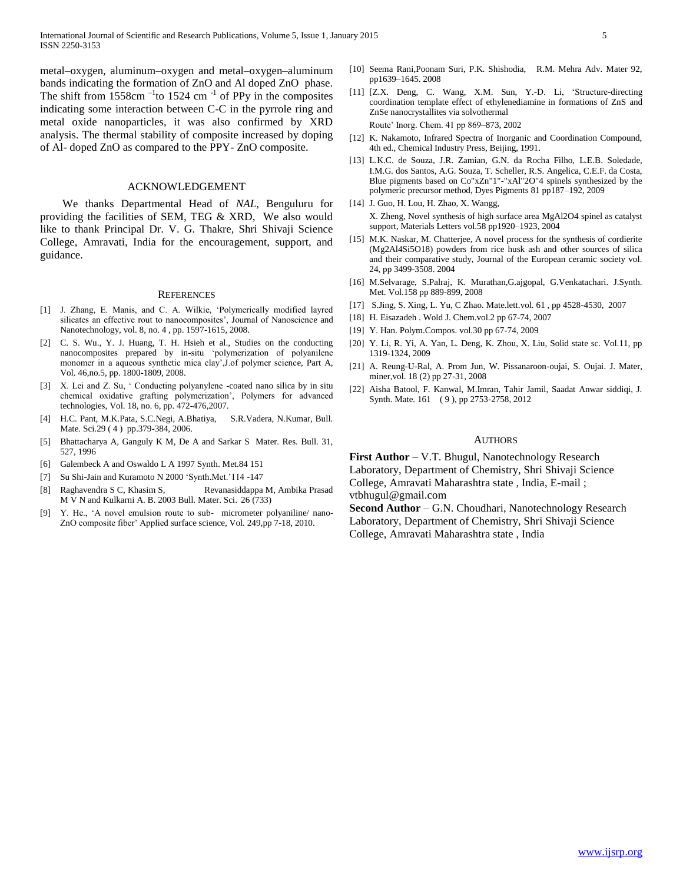metal–oxygen, aluminum–oxygen and metal–oxygen–aluminum bands indicating the formation of ZnO and Al doped ZnO phase. The shift from 1558cm $^{-1}$to 1524 cm $^{-1}$ of PPy in the composites indicating some interaction between C-C in the pyrrole ring and metal oxide nanoparticles, it was also confirmed by XRD analysis. The thermal stability of composite increased by doping of Al- doped ZnO as compared to the PPY- ZnO composite.

## ACKNOWLEDGEMENT

We thanks Departmental Head of *NAL*, Benguluru for providing the facilities of SEM, TEG & XRD, We also would like to thank Principal Dr. V. G. Thakre, Shri Shivaji Science College, Amravati, India for the encouragement, support, and guidance.

## REFERENCES

[1] J. Zhang, E. Manis, and C. A. Wilkie, 'Polymerically modified layred silicates an effective rout to nanocomposites', Journal of Nanoscience and Nanotechnology, vol. 8, no. 4 , pp. 1597-1615, 2008.

[2] C. S. Wu., Y. J. Huang, T. H. Hsieh et al., Studies on the conducting nanocomposites prepared by in-situ 'polymerization of polyanilene monomer in a aqueous synthetic mica clay',J.of polymer science, Part A, Vol. 46,no.5, pp. 1800-1809, 2008.

[3] X. Lei and Z. Su, ' Conducting polyanylene -coated nano silica by in situ chemical oxidative grafting polymerization', Polymers for advanced technologies, Vol. 18, no. 6, pp. 472-476,2007.

[4] H.C. Pant, M.K.Pata, S.C.Negi, A.Bhatiya, S.R.Vadera, N.Kumar, Bull. Mate. Sci.29 ( 4 ) pp.379-384, 2006.

[5] Bhattacharya A, Ganguly K M, De A and Sarkar S Mater. Res. Bull. 31, 527, 1996

[6] Galembeck A and Oswaldo L A 1997 Synth. Met.84 151

[7] Su Shi-Jain and Kuramoto N 2000 'Synth.Met.'114 -147

[8] Raghavendra S C, Khasim S, Revanasiddappa M, Ambika Prasad M V N and Kulkarni A. B. 2003 Bull. Mater. Sci. 26 (733)

[9] Y. He., 'A novel emulsion route to sub- micrometer polyaniline/ nano-ZnO composite fiber' Applied surface science, Vol. 249,pp 7-18, 2010.

[10] Seema Rani,Poonam Suri, P.K. Shishodia, R.M. Mehra Adv. Mater 92, pp1639–1645. 2008

[11] [Z.X. Deng, C. Wang, X.M. Sun, Y.-D. Li, 'Structure-directing coordination template effect of ethylenediamine in formations of ZnS and ZnSe nanocrystallites via solvothermal Route' Inorg. Chem. 41 pp 869–873, 2002

[12] K. Nakamoto, Infrared Spectra of Inorganic and Coordination Compound, 4th ed., Chemical Industry Press, Beijing, 1991.

[13] L.K.C. de Souza, J.R. Zamian, G.N. da Rocha Filho, L.E.B. Soledade, I.M.G. dos Santos, A.G. Souza, T. Scheller, R.S. Angelica, C.E.F. da Costa, Blue pigments based on Co"xZn"1"-"xAl"2O"4 spinels synthesized by the polymeric precursor method, Dyes Pigments 81 pp187–192, 2009

[14] J. Guo, H. Lou, H. Zhao, X. Wangg, X. Zheng, Novel synthesis of high surface area MgAl2O4 spinel as catalyst support, Materials Letters vol.58 pp1920–1923, 2004

[15] M.K. Naskar, M. Chatterjee, A novel process for the synthesis of cordierite (Mg2Al4Si5O18) powders from rice husk ash and other sources of silica and their comparative study, Journal of the European ceramic society vol. 24, pp 3499-3508. 2004

[16] M.Selvarage, S.Palraj, K. Murathan,G.ajgopal, G.Venkatachari. J.Synth. Met. Vol.158 pp 889-899, 2008

[17] S.Jing, S. Xing, L. Yu, C Zhao. Mate.lett.vol. 61 , pp 4528-4530, 2007

[18] H. Eisazadeh . Wold J. Chem.vol.2 pp 67-74, 2007

[19] Y. Han. Polym.Compos. vol.30 pp 67-74, 2009

[20] Y. Li, R. Yi, A. Yan, L. Deng, K. Zhou, X. Liu, Solid state sc. Vol.11, pp 1319-1324, 2009

[21] A. Reung-U-Ral, A. Prom Jun, W. Pissanaroon-oujai, S. Oujai. J. Mater, miner,vol. 18 (2) pp 27-31, 2008

[22] Aisha Batool, F. Kanwal, M.Imran, Tahir Jamil, Saadat Anwar siddiqi, J. Synth. Mate. 161 ( 9 ), pp 2753-2758, 2012

## AUTHORS

**First Author** – V.T. Bhugul, Nanotechnology Research Laboratory, Department of Chemistry, Shri Shivaji Science College, Amravati Maharashtra state , India, E-mail ; vtbhugul@gmail.com

**Second Author** – G.N. Choudhari, Nanotechnology Research Laboratory, Department of Chemistry, Shri Shivaji Science College, Amravati Maharashtra state , India